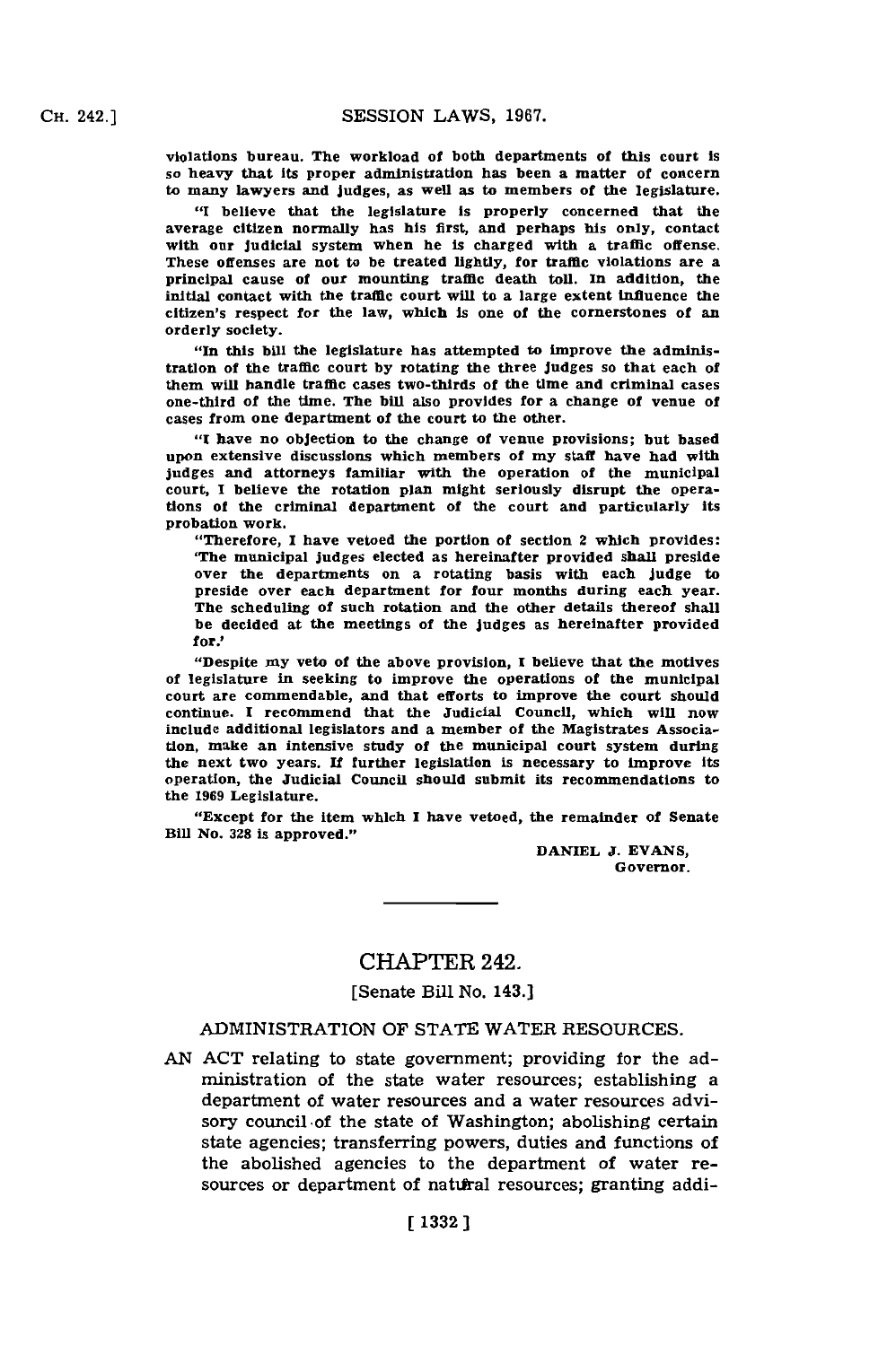violations bureau. The workload of both departments of this court is so heavy that its proper administration has been a matter of concern to many lawyers and judges, as well as to members of the legislature.

"I believe that the legislature is properly concerned that the average citizen normally has his first, and perhaps his only, contact with our judicial system when he is charged with a traffic offense. These offenses are not to be treated lightly, for traffic violations are a principal cause of our mounting traffic death toll. In addition, the initial contact with the traffic court will to a large extent influence the citizen's respect for the law, which is one of the cornerstones of an orderly society.

"In this bill the legislature has attempted to improve the administration of the traffic court by rotating the three judges so that each of them will handle traffic cases two-thirds of the time and criminal cases one-third of the time. The bill also provides for a change of venue of cases from one department of the court to the other.

"I have no objection to the change of venue provisions; but based upon extensive discussions which members of my staff have had with judges and attorneys familiar with the operation of the municipal court, I believe the rotation plan might seriously disrupt the operations of the criminal department of the court and particularly its probation work.

"Therefore, I have vetoed the portion of section 2 which provides: 'The municipal judges elected as hereinafter provided shall preside over the departments on a rotating basis with each judge to preside over each department for four months during each year. The scheduling of such rotation and the other details thereof shall be decided at the meetings of the judges as hereinafter provided for.'

"Despite my veto of the above provision, I believe that the motives of legislature in seeking to improve the operations of the municipal court are commendable, and that efforts to improve the court should continue. I recommend that the Judicial Council, which will now include additional legislators and a member of the Magistrates Association, make an intensive study of the municipal court system during the next two years. If further legislation is necessary to improve its operation, the Judicial Council should submit its recommendations to the 1969 Legislature.

"Except for the item which I have vetoed, the remainder of Senate Bill No. 328 is approved."

DANIEL J. EVANS,
Governor.

# CHAPTER 242.

[Senate Bill No. 143.]

## ADMINISTRATION OF STATE WATER RESOURCES.

AN ACT relating to state government; providing for the administration of the state water resources; establishing a department of water resources and a water resources advisory council of the state of Washington; abolishing certain state agencies; transferring powers, duties and functions of the abolished agencies to the department of water resources or department of natural resources; granting addi-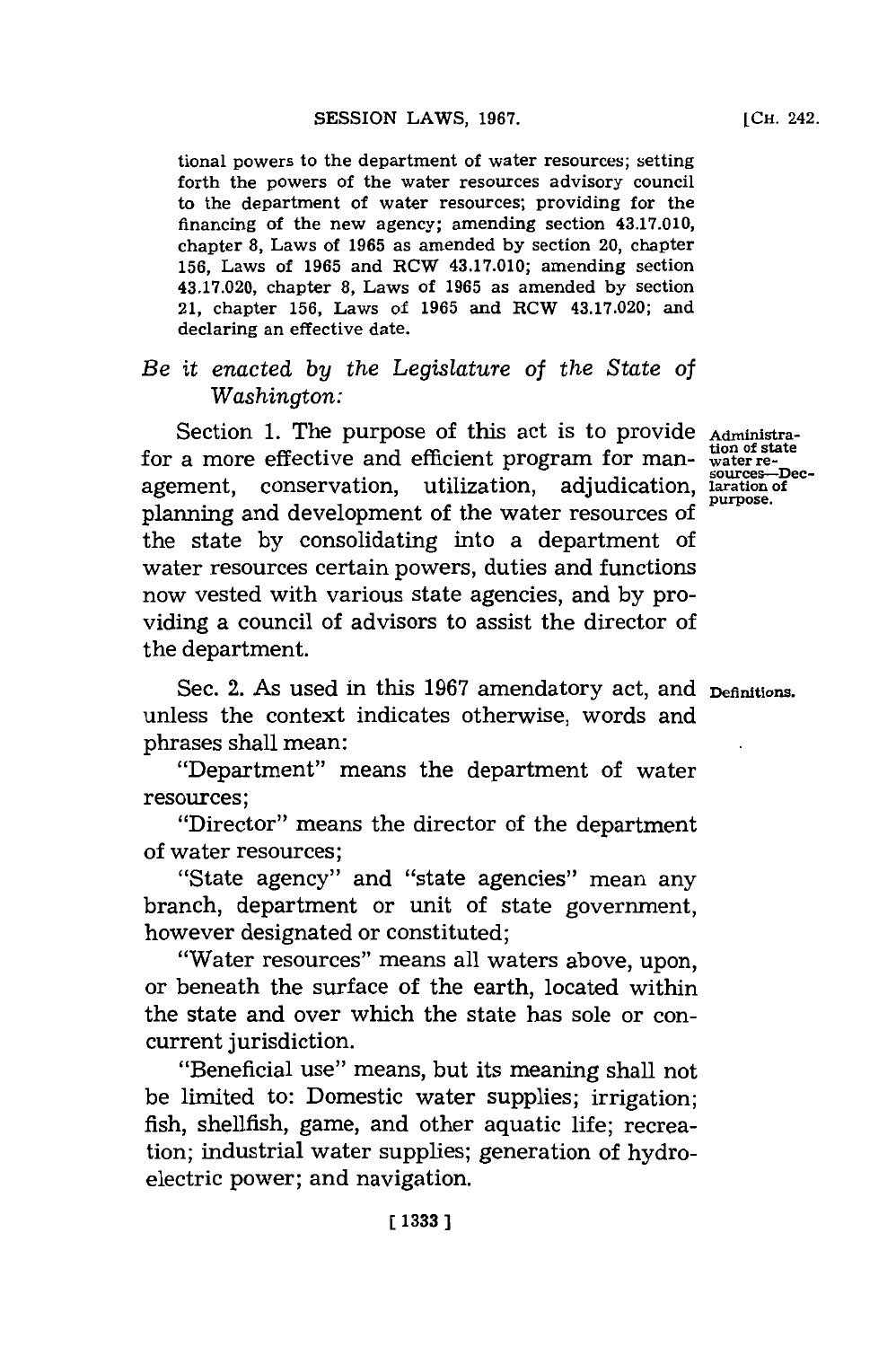tional powers to the department of water resources; setting forth the powers of the water resources advisory council to the department of water resources; providing for the financing of the new agency; amending section 43.17.010, chapter 8, Laws of 1965 as amended by section 20, chapter 156, Laws of 1965 and RCW 43.17.010; amending section 43.17.020, chapter 8, Laws of 1965 as amended by section 21, chapter 156, Laws of 1965 and RCW 43.17.020; and declaring an effective date.

*Be it enacted by the Legislature of the State of Washington:*

**Administration of state water resources—Declaration of purpose.**

Section 1. The purpose of this act is to provide for a more effective and efficient program for management, conservation, utilization, adjudication, planning and development of the water resources of the state by consolidating into a department of water resources certain powers, duties and functions now vested with various state agencies, and by providing a council of advisors to assist the director of the department.

**Definitions.**

Sec. 2. As used in this 1967 amendatory act, and unless the context indicates otherwise, words and phrases shall mean:

"Department" means the department of water resources;

"Director" means the director of the department of water resources;

"State agency" and "state agencies" mean any branch, department or unit of state government, however designated or constituted;

"Water resources" means all waters above, upon, or beneath the surface of the earth, located within the state and over which the state has sole or concurrent jurisdiction.

"Beneficial use" means, but its meaning shall not be limited to: Domestic water supplies; irrigation; fish, shellfish, game, and other aquatic life; recreation; industrial water supplies; generation of hydroelectric power; and navigation.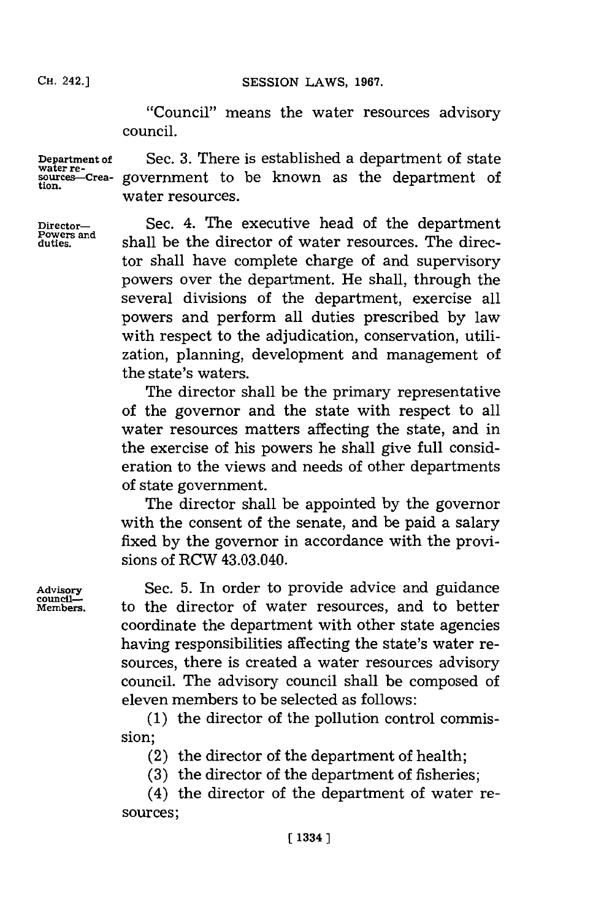"Council" means the water resources advisory council.

**Department of water resources—Creation.** Sec. 3. There is established a department of state government to be known as the department of water resources.

**Director—Powers and duties.** Sec. 4. The executive head of the department shall be the director of water resources. The director shall have complete charge of and supervisory powers over the department. He shall, through the several divisions of the department, exercise all powers and perform all duties prescribed by law with respect to the adjudication, conservation, utilization, planning, development and management of the state's waters.

The director shall be the primary representative of the governor and the state with respect to all water resources matters affecting the state, and in the exercise of his powers he shall give full consideration to the views and needs of other departments of state government.

The director shall be appointed by the governor with the consent of the senate, and be paid a salary fixed by the governor in accordance with the provisions of RCW 43.03.040.

**Advisory council—Members.** Sec. 5. In order to provide advice and guidance to the director of water resources, and to better coordinate the department with other state agencies having responsibilities affecting the state's water resources, there is created a water resources advisory council. The advisory council shall be composed of eleven members to be selected as follows:

(1) the director of the pollution control commission;

(2) the director of the department of health;

(3) the director of the department of fisheries;

(4) the director of the department of water resources;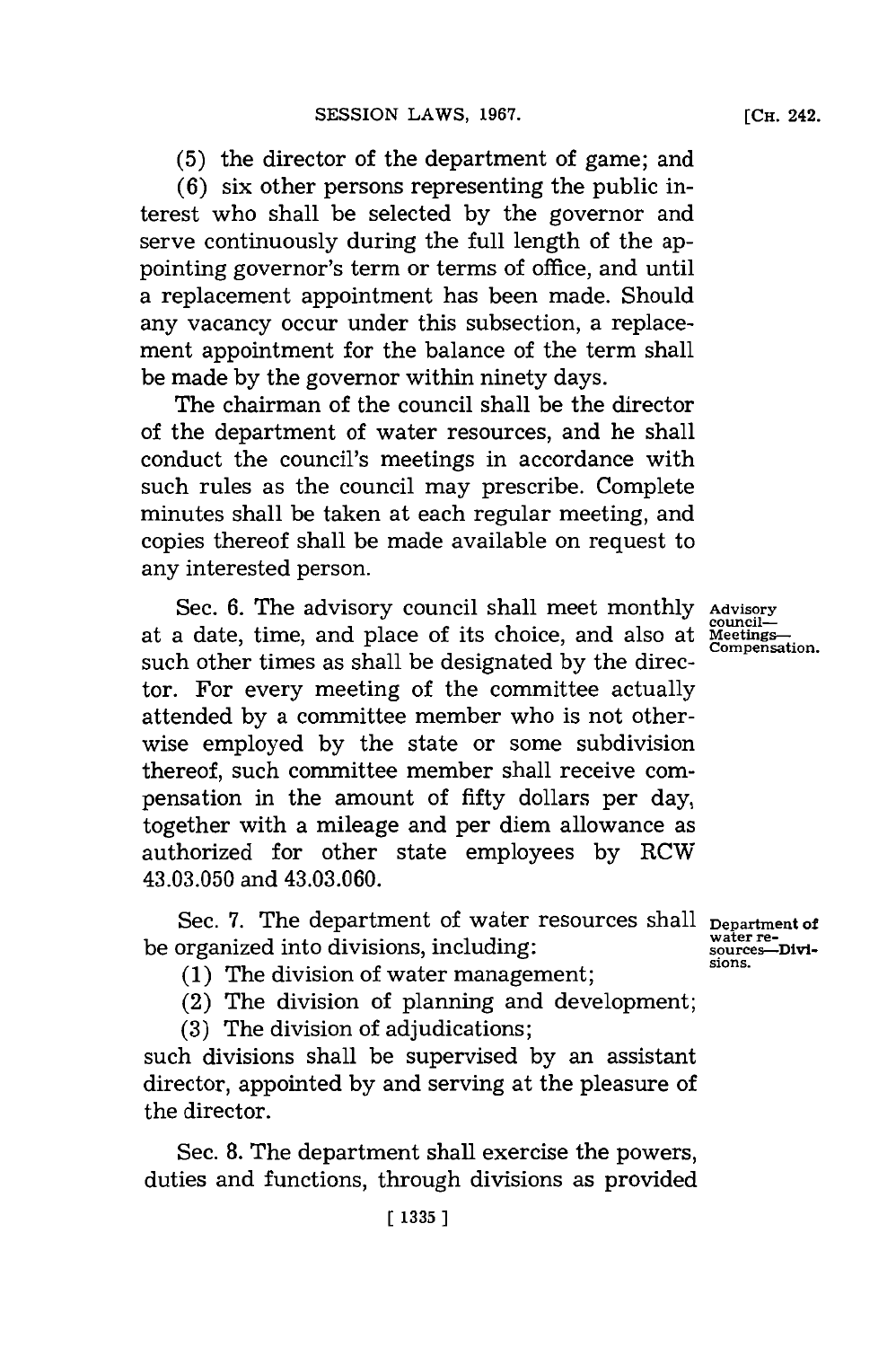(5) the director of the department of game; and

(6) six other persons representing the public interest who shall be selected by the governor and serve continuously during the full length of the appointing governor's term or terms of office, and until a replacement appointment has been made. Should any vacancy occur under this subsection, a replacement appointment for the balance of the term shall be made by the governor within ninety days.

The chairman of the council shall be the director of the department of water resources, and he shall conduct the council's meetings in accordance with such rules as the council may prescribe. Complete minutes shall be taken at each regular meeting, and copies thereof shall be made available on request to any interested person.

Advisory council—Meetings—Compensation.

Sec. 6. The advisory council shall meet monthly at a date, time, and place of its choice, and also at such other times as shall be designated by the director. For every meeting of the committee actually attended by a committee member who is not otherwise employed by the state or some subdivision thereof, such committee member shall receive compensation in the amount of fifty dollars per day, together with a mileage and per diem allowance as authorized for other state employees by RCW 43.03.050 and 43.03.060.

Department of water resources—Divisions.

Sec. 7. The department of water resources shall be organized into divisions, including:

(1) The division of water management;

(2) The division of planning and development;

(3) The division of adjudications;

such divisions shall be supervised by an assistant director, appointed by and serving at the pleasure of the director.

Sec. 8. The department shall exercise the powers, duties and functions, through divisions as provided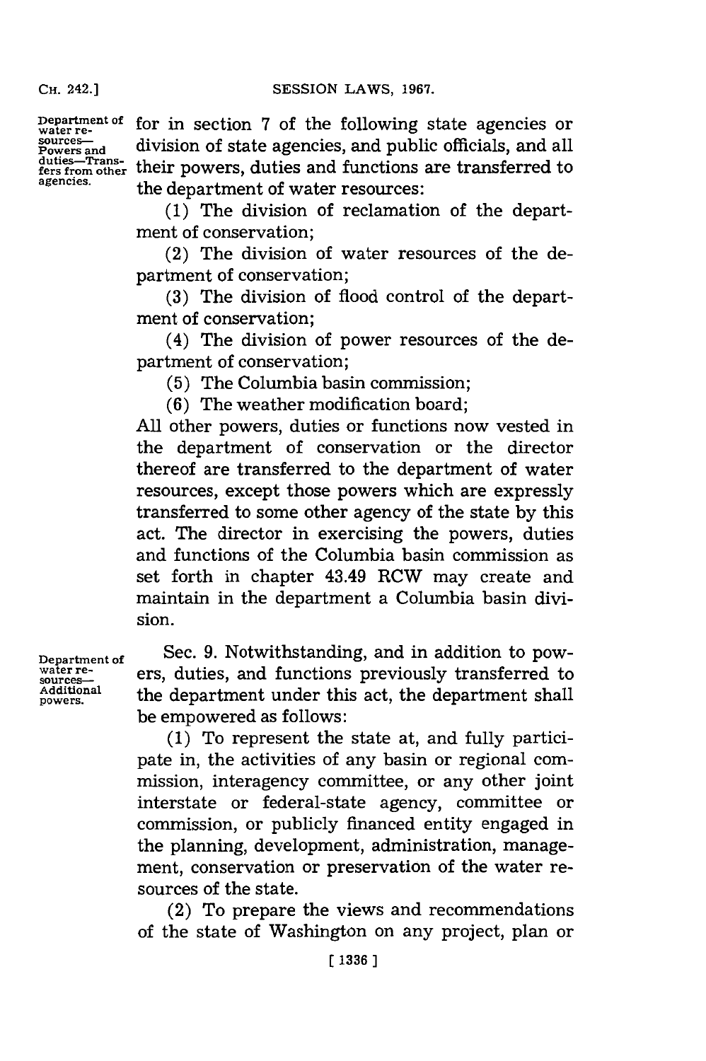Department of water resources—Powers and duties—Transfers from other agencies.

for in section 7 of the following state agencies or division of state agencies, and public officials, and all their powers, duties and functions are transferred to the department of water resources:

(1) The division of reclamation of the department of conservation;

(2) The division of water resources of the department of conservation;

(3) The division of flood control of the department of conservation;

(4) The division of power resources of the department of conservation;

(5) The Columbia basin commission;

(6) The weather modification board;

All other powers, duties or functions now vested in the department of conservation or the director thereof are transferred to the department of water resources, except those powers which are expressly transferred to some other agency of the state by this act. The director in exercising the powers, duties and functions of the Columbia basin commission as set forth in chapter 43.49 RCW may create and maintain in the department a Columbia basin division.

Department of water resources—Additional powers.

Sec. 9. Notwithstanding, and in addition to powers, duties, and functions previously transferred to the department under this act, the department shall be empowered as follows:

(1) To represent the state at, and fully participate in, the activities of any basin or regional commission, interagency committee, or any other joint interstate or federal-state agency, committee or commission, or publicly financed entity engaged in the planning, development, administration, management, conservation or preservation of the water resources of the state.

(2) To prepare the views and recommendations of the state of Washington on any project, plan or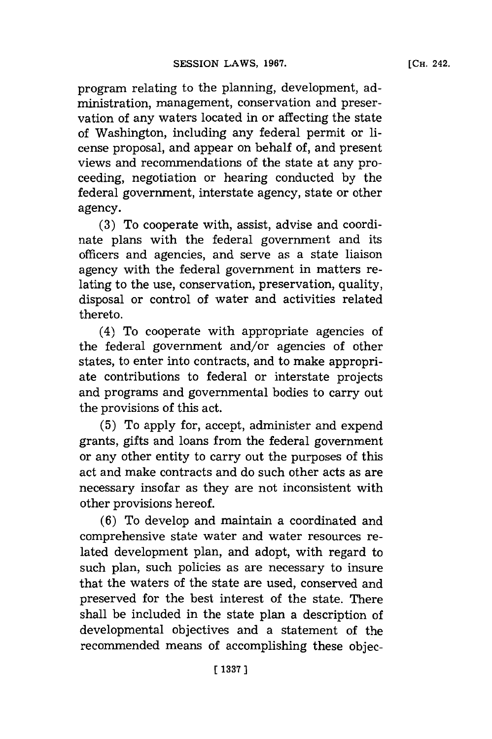program relating to the planning, development, administration, management, conservation and preservation of any waters located in or affecting the state of Washington, including any federal permit or license proposal, and appear on behalf of, and present views and recommendations of the state at any proceeding, negotiation or hearing conducted by the federal government, interstate agency, state or other agency.

(3) To cooperate with, assist, advise and coordinate plans with the federal government and its officers and agencies, and serve as a state liaison agency with the federal government in matters relating to the use, conservation, preservation, quality, disposal or control of water and activities related thereto.

(4) To cooperate with appropriate agencies of the federal government and/or agencies of other states, to enter into contracts, and to make appropriate contributions to federal or interstate projects and programs and governmental bodies to carry out the provisions of this act.

(5) To apply for, accept, administer and expend grants, gifts and loans from the federal government or any other entity to carry out the purposes of this act and make contracts and do such other acts as are necessary insofar as they are not inconsistent with other provisions hereof.

(6) To develop and maintain a coordinated and comprehensive state water and water resources related development plan, and adopt, with regard to such plan, such policies as are necessary to insure that the waters of the state are used, conserved and preserved for the best interest of the state. There shall be included in the state plan a description of developmental objectives and a statement of the recommended means of accomplishing these objec-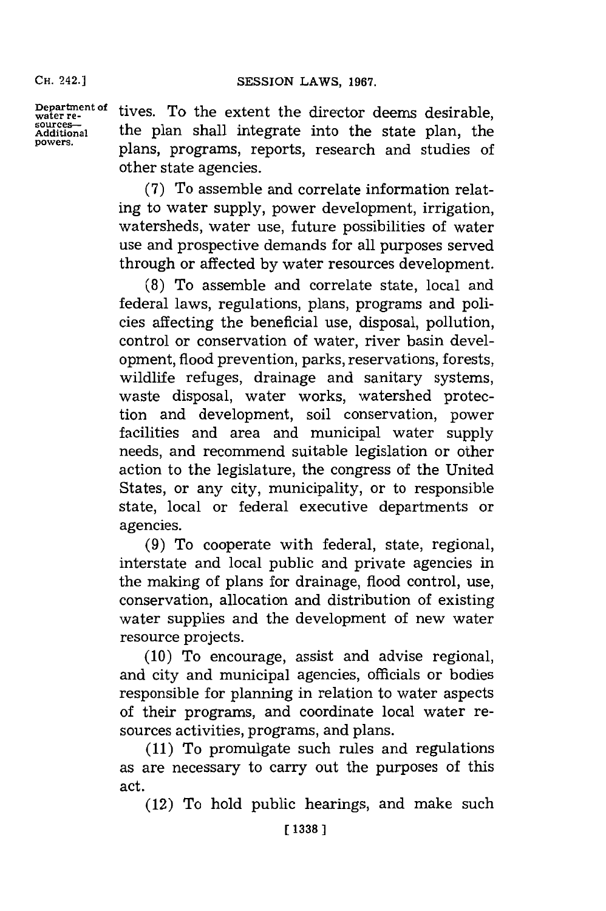tives. To the extent the director deems desirable, the plan shall integrate into the state plan, the plans, programs, reports, research and studies of other state agencies.

(7) To assemble and correlate information relating to water supply, power development, irrigation, watersheds, water use, future possibilities of water use and prospective demands for all purposes served through or affected by water resources development.

(8) To assemble and correlate state, local and federal laws, regulations, plans, programs and policies affecting the beneficial use, disposal, pollution, control or conservation of water, river basin development, flood prevention, parks, reservations, forests, wildlife refuges, drainage and sanitary systems, waste disposal, water works, watershed protection and development, soil conservation, power facilities and area and municipal water supply needs, and recommend suitable legislation or other action to the legislature, the congress of the United States, or any city, municipality, or to responsible state, local or federal executive departments or agencies.

(9) To cooperate with federal, state, regional, interstate and local public and private agencies in the making of plans for drainage, flood control, use, conservation, allocation and distribution of existing water supplies and the development of new water resource projects.

(10) To encourage, assist and advise regional, and city and municipal agencies, officials or bodies responsible for planning in relation to water aspects of their programs, and coordinate local water resources activities, programs, and plans.

(11) To promulgate such rules and regulations as are necessary to carry out the purposes of this act.

(12) To hold public hearings, and make such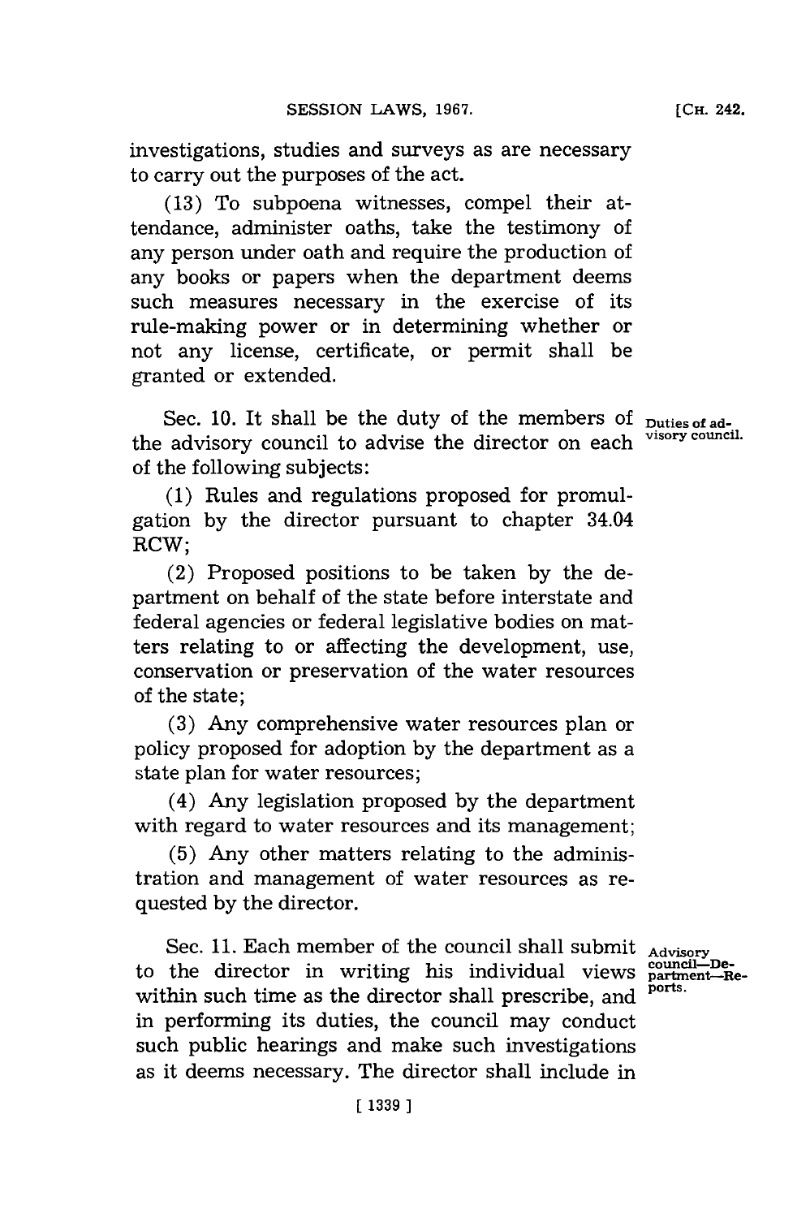investigations, studies and surveys as are necessary to carry out the purposes of the act.

(13) To subpoena witnesses, compel their attendance, administer oaths, take the testimony of any person under oath and require the production of any books or papers when the department deems such measures necessary in the exercise of its rule-making power or in determining whether or not any license, certificate, or permit shall be granted or extended.

Sec. 10. It shall be the duty of the members of the advisory council to advise the director on each of the following subjects:

Duties of advisory council.

(1) Rules and regulations proposed for promulgation by the director pursuant to chapter 34.04 RCW;

(2) Proposed positions to be taken by the department on behalf of the state before interstate and federal agencies or federal legislative bodies on matters relating to or affecting the development, use, conservation or preservation of the water resources of the state;

(3) Any comprehensive water resources plan or policy proposed for adoption by the department as a state plan for water resources;

(4) Any legislation proposed by the department with regard to water resources and its management;

(5) Any other matters relating to the administration and management of water resources as requested by the director.

Sec. 11. Each member of the council shall submit to the director in writing his individual views within such time as the director shall prescribe, and in performing its duties, the council may conduct such public hearings and make such investigations as it deems necessary. The director shall include in

Advisory council—Department—Reports.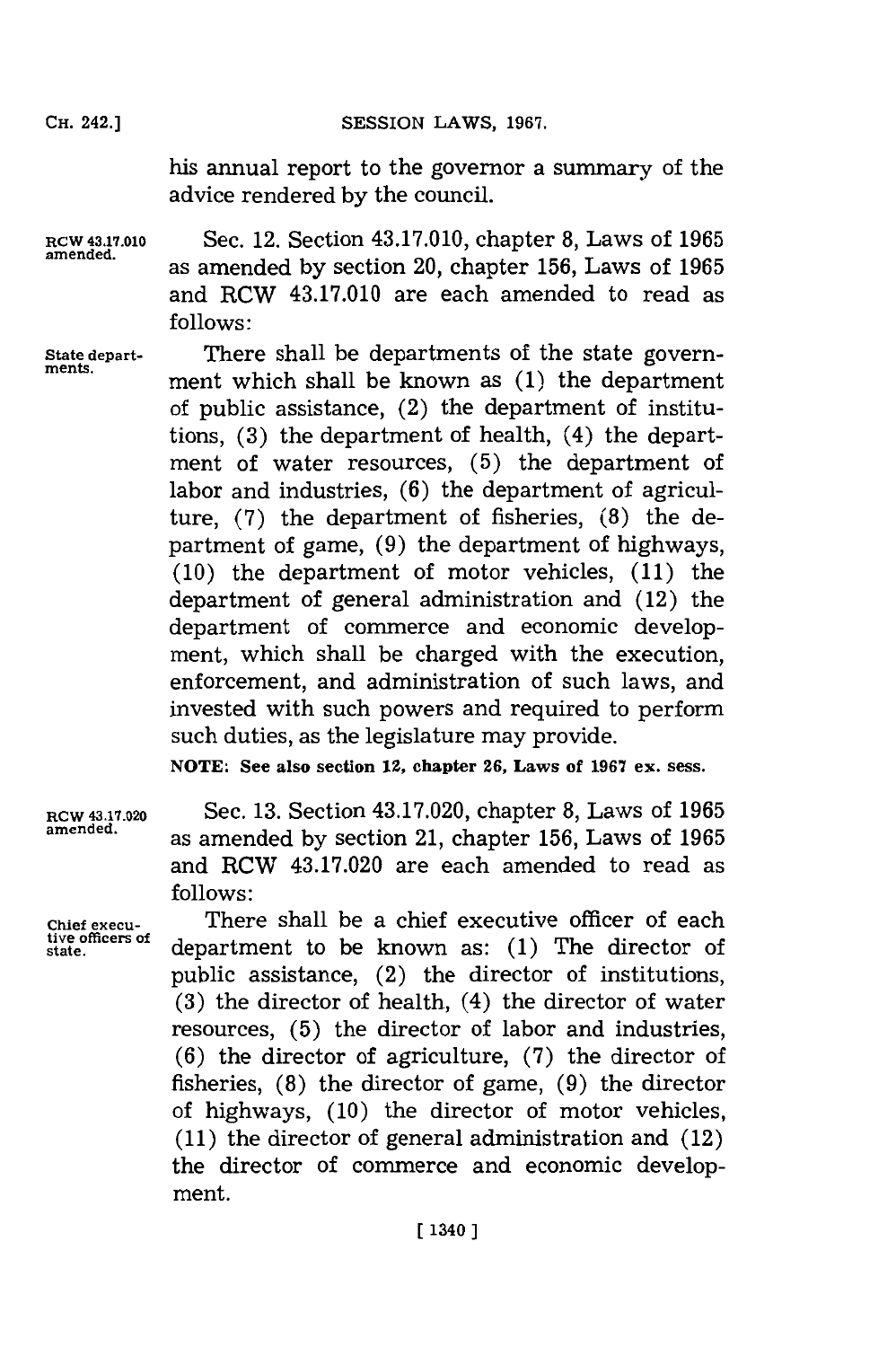his annual report to the governor a summary of the advice rendered by the council.

RCW 43.17.010 amended.

Sec. 12. Section 43.17.010, chapter 8, Laws of 1965 as amended by section 20, chapter 156, Laws of 1965 and RCW 43.17.010 are each amended to read as follows:

State departments.

There shall be departments of the state government which shall be known as (1) the department of public assistance, (2) the department of institutions, (3) the department of health, (4) the department of water resources, (5) the department of labor and industries, (6) the department of agriculture, (7) the department of fisheries, (8) the department of game, (9) the department of highways, (10) the department of motor vehicles, (11) the department of general administration and (12) the department of commerce and economic development, which shall be charged with the execution, enforcement, and administration of such laws, and invested with such powers and required to perform such duties, as the legislature may provide.

**NOTE: See also section 12, chapter 26, Laws of 1967 ex. sess.**

RCW 43.17.020 amended.

Sec. 13. Section 43.17.020, chapter 8, Laws of 1965 as amended by section 21, chapter 156, Laws of 1965 and RCW 43.17.020 are each amended to read as follows:

Chief executive officers of state.

There shall be a chief executive officer of each department to be known as: (1) The director of public assistance, (2) the director of institutions, (3) the director of health, (4) the director of water resources, (5) the director of labor and industries, (6) the director of agriculture, (7) the director of fisheries, (8) the director of game, (9) the director of highways, (10) the director of motor vehicles, (11) the director of general administration and (12) the director of commerce and economic development.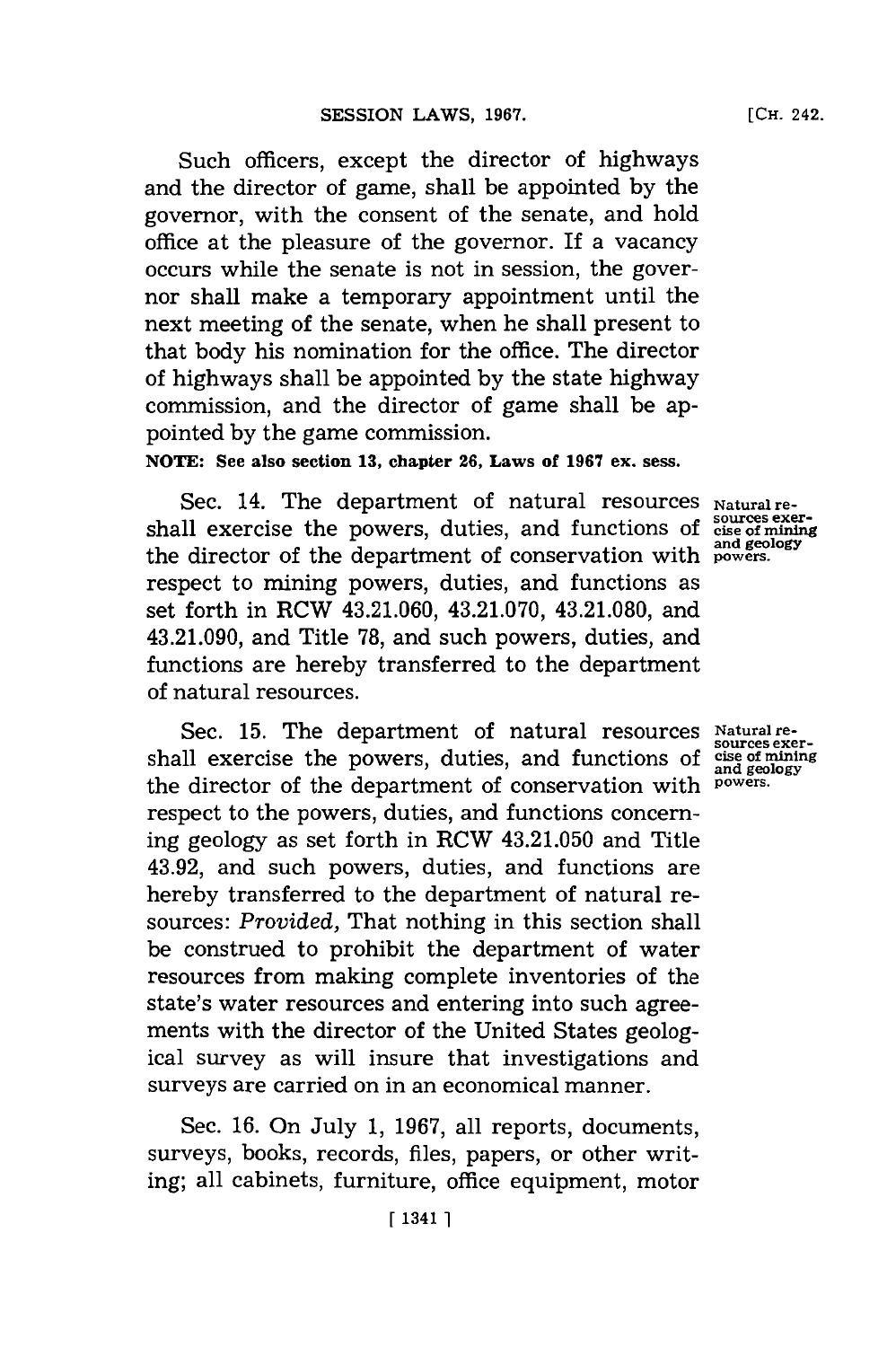Such officers, except the director of highways and the director of game, shall be appointed by the governor, with the consent of the senate, and hold office at the pleasure of the governor. If a vacancy occurs while the senate is not in session, the governor shall make a temporary appointment until the next meeting of the senate, when he shall present to that body his nomination for the office. The director of highways shall be appointed by the state highway commission, and the director of game shall be appointed by the game commission.

**NOTE: See also section 13, chapter 26, Laws of 1967 ex. sess.**

Natural resources exercise of mining and geology powers.

Sec. 14. The department of natural resources shall exercise the powers, duties, and functions of the director of the department of conservation with respect to mining powers, duties, and functions as set forth in RCW 43.21.060, 43.21.070, 43.21.080, and 43.21.090, and Title 78, and such powers, duties, and functions are hereby transferred to the department of natural resources.

Natural resources exercise of mining and geology powers.

Sec. 15. The department of natural resources shall exercise the powers, duties, and functions of the director of the department of conservation with respect to the powers, duties, and functions concerning geology as set forth in RCW 43.21.050 and Title 43.92, and such powers, duties, and functions are hereby transferred to the department of natural resources: *Provided,* That nothing in this section shall be construed to prohibit the department of water resources from making complete inventories of the state's water resources and entering into such agreements with the director of the United States geological survey as will insure that investigations and surveys are carried on in an economical manner.

Sec. 16. On July 1, 1967, all reports, documents, surveys, books, records, files, papers, or other writing; all cabinets, furniture, office equipment, motor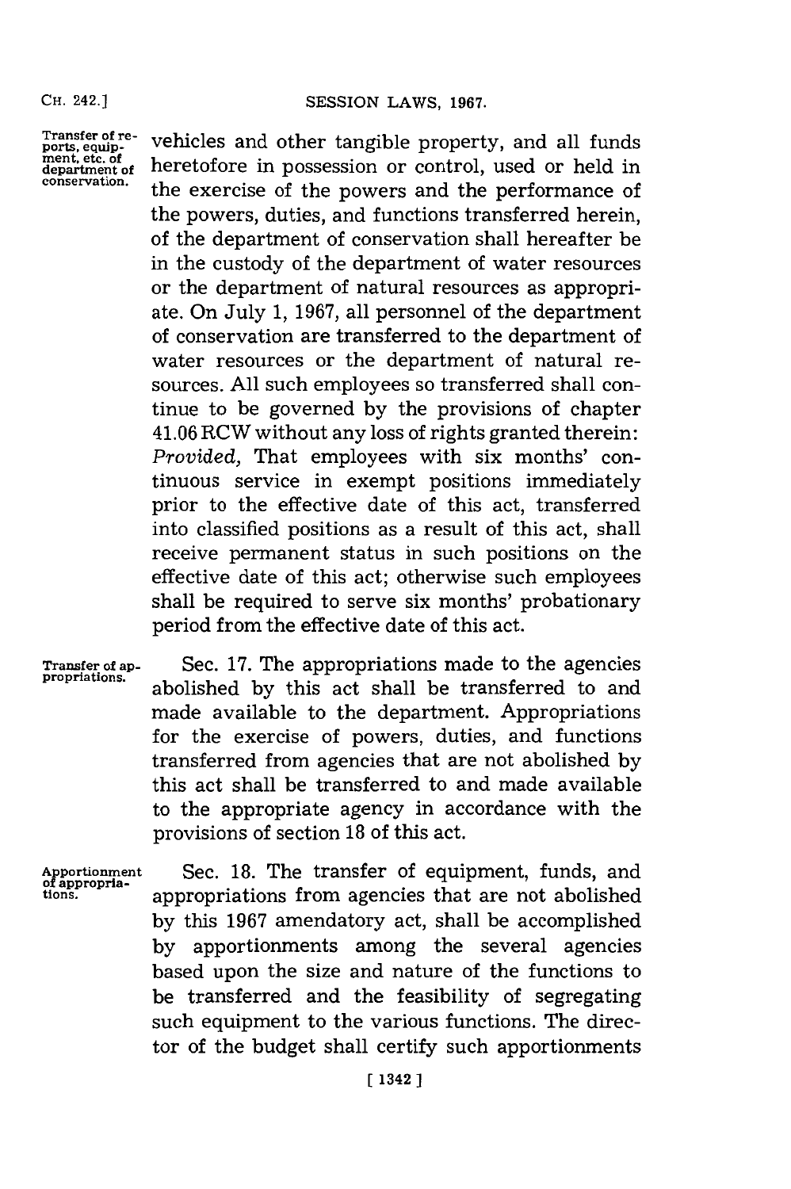vehicles and other tangible property, and all funds heretofore in possession or control, used or held in the exercise of the powers and the performance of the powers, duties, and functions transferred herein, of the department of conservation shall hereafter be in the custody of the department of water resources or the department of natural resources as appropriate. On July 1, 1967, all personnel of the department of conservation are transferred to the department of water resources or the department of natural resources. All such employees so transferred shall continue to be governed by the provisions of chapter 41.06 RCW without any loss of rights granted therein: *Provided,* That employees with six months' continuous service in exempt positions immediately prior to the effective date of this act, transferred into classified positions as a result of this act, shall receive permanent status in such positions on the effective date of this act; otherwise such employees shall be required to serve six months' probationary period from the effective date of this act.

Transfer of appropriations.

Sec. 17. The appropriations made to the agencies abolished by this act shall be transferred to and made available to the department. Appropriations for the exercise of powers, duties, and functions transferred from agencies that are not abolished by this act shall be transferred to and made available to the appropriate agency in accordance with the provisions of section 18 of this act.

Apportionment of appropriations.

Sec. 18. The transfer of equipment, funds, and appropriations from agencies that are not abolished by this 1967 amendatory act, shall be accomplished by apportionments among the several agencies based upon the size and nature of the functions to be transferred and the feasibility of segregating such equipment to the various functions. The director of the budget shall certify such apportionments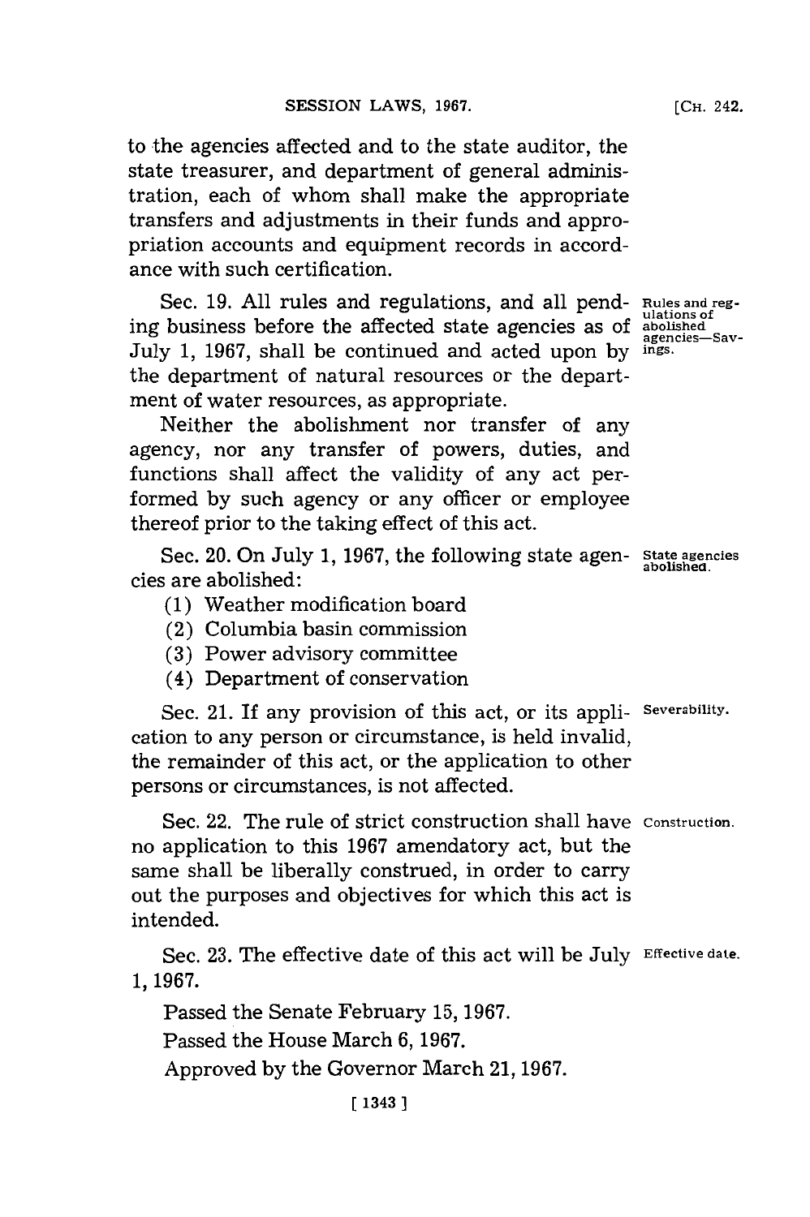to the agencies affected and to the state auditor, the state treasurer, and department of general administration, each of whom shall make the appropriate transfers and adjustments in their funds and appropriation accounts and equipment records in accordance with such certification.

Sec. 19. All rules and regulations, and all pending business before the affected state agencies as of July 1, 1967, shall be continued and acted upon by the department of natural resources or the department of water resources, as appropriate.

*Rules and regulations of abolished agencies—Savings.*

Neither the abolishment nor transfer of any agency, nor any transfer of powers, duties, and functions shall affect the validity of any act performed by such agency or any officer or employee thereof prior to the taking effect of this act.

Sec. 20. On July 1, 1967, the following state agencies are abolished:

*State agencies abolished.*

(1) Weather modification board
(2) Columbia basin commission
(3) Power advisory committee
(4) Department of conservation

Sec. 21. If any provision of this act, or its application to any person or circumstance, is held invalid, the remainder of this act, or the application to other persons or circumstances, is not affected.

*Severability.*

Sec. 22. The rule of strict construction shall have no application to this 1967 amendatory act, but the same shall be liberally construed, in order to carry out the purposes and objectives for which this act is intended.

*Construction.*

Sec. 23. The effective date of this act will be July 1, 1967.

*Effective date.*

Passed the Senate February 15, 1967.

Passed the House March 6, 1967.

Approved by the Governor March 21, 1967.